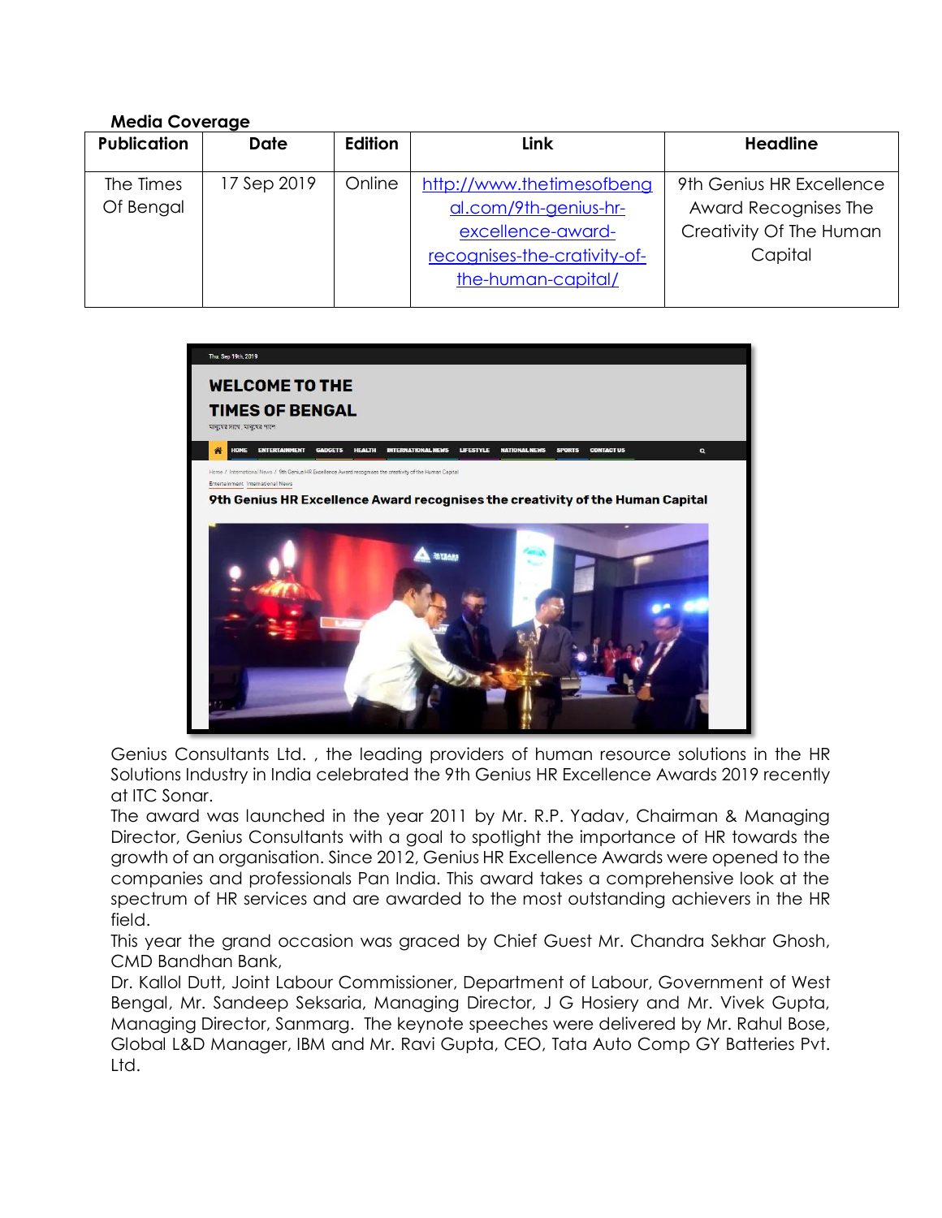**Media Coverage**

| Publication | Date | Edition | Link | Headline |
|---|---|---|---|---|
| The Times Of Bengal | 17 Sep 2019 | Online | http://www.thetimesofbengal.com/9th-genius-hr-excellence-award-recognises-the-crativity-of-the-human-capital/ | 9th Genius HR Excellence Award Recognises The Creativity Of The Human Capital |

Genius Consultants Ltd. , the leading providers of human resource solutions in the HR Solutions Industry in India celebrated the 9th Genius HR Excellence Awards 2019 recently at ITC Sonar.

The award was launched in the year 2011 by Mr. R.P. Yadav, Chairman & Managing Director, Genius Consultants with a goal to spotlight the importance of HR towards the growth of an organisation. Since 2012, Genius HR Excellence Awards were opened to the companies and professionals Pan India. This award takes a comprehensive look at the spectrum of HR services and are awarded to the most outstanding achievers in the HR field.

This year the grand occasion was graced by Chief Guest Mr. Chandra Sekhar Ghosh, CMD Bandhan Bank,

Dr. Kallol Dutt, Joint Labour Commissioner, Department of Labour, Government of West Bengal, Mr. Sandeep Seksaria, Managing Director, J G Hosiery and Mr. Vivek Gupta, Managing Director, Sanmarg. The keynote speeches were delivered by Mr. Rahul Bose, Global L&D Manager, IBM and Mr. Ravi Gupta, CEO, Tata Auto Comp GY Batteries Pvt. Ltd.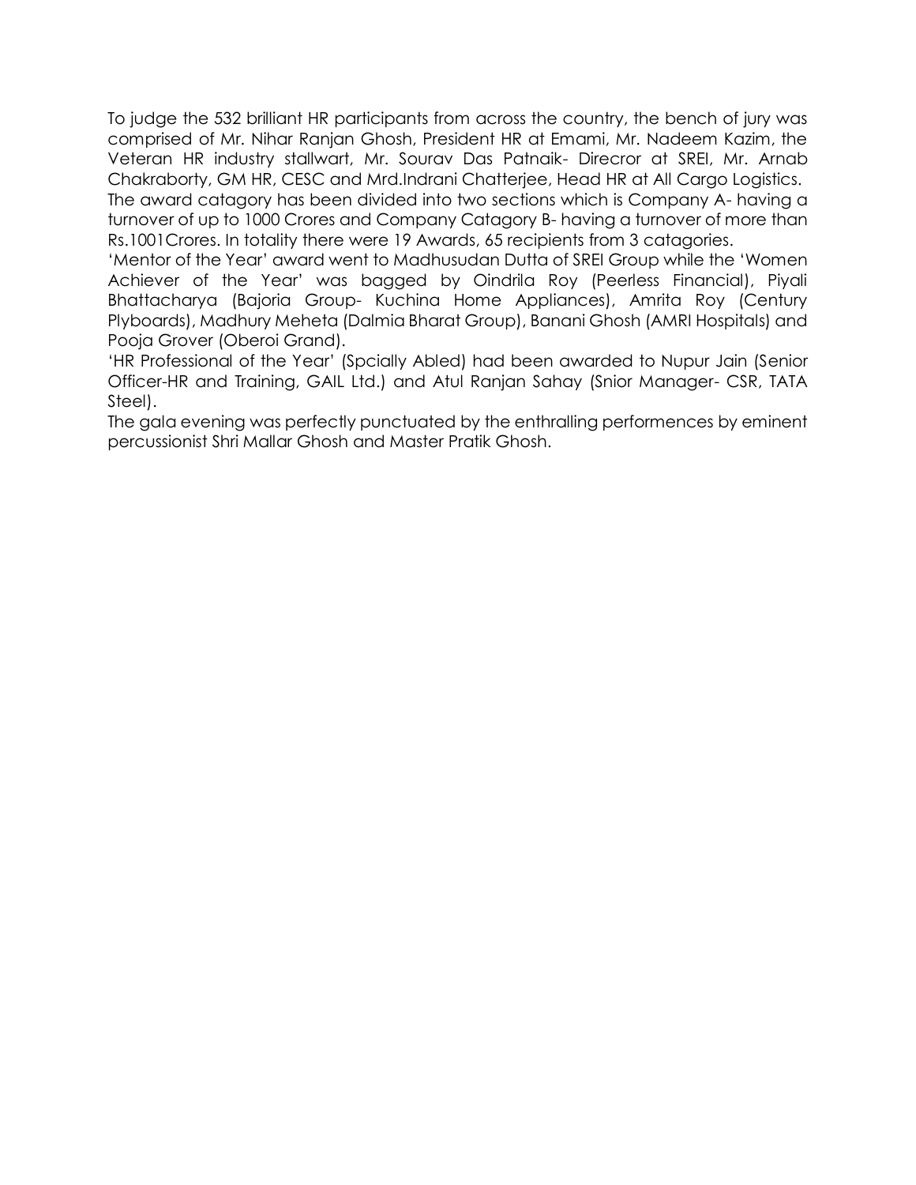To judge the 532 brilliant HR participants from across the country, the bench of jury was comprised of Mr. Nihar Ranjan Ghosh, President HR at Emami, Mr. Nadeem Kazim, the Veteran HR industry stallwart, Mr. Sourav Das Patnaik- Direcror at SREI, Mr. Arnab Chakraborty, GM HR, CESC and Mrd.Indrani Chatterjee, Head HR at All Cargo Logistics.
The award catagory has been divided into two sections which is Company A- having a turnover of up to 1000 Crores and Company Catagory B- having a turnover of more than Rs.1001Crores. In totality there were 19 Awards, 65 recipients from 3 catagories.
'Mentor of the Year' award went to Madhusudan Dutta of SREI Group while the 'Women Achiever of the Year' was bagged by Oindrila Roy (Peerless Financial), Piyali Bhattacharya (Bajoria Group- Kuchina Home Appliances), Amrita Roy (Century Plyboards), Madhury Meheta (Dalmia Bharat Group), Banani Ghosh (AMRI Hospitals) and Pooja Grover (Oberoi Grand).
'HR Professional of the Year' (Spcially Abled) had been awarded to Nupur Jain (Senior Officer-HR and Training, GAIL Ltd.) and Atul Ranjan Sahay (Snior Manager- CSR, TATA Steel).
The gala evening was perfectly punctuated by the enthralling performences by eminent percussionist Shri Mallar Ghosh and Master Pratik Ghosh.